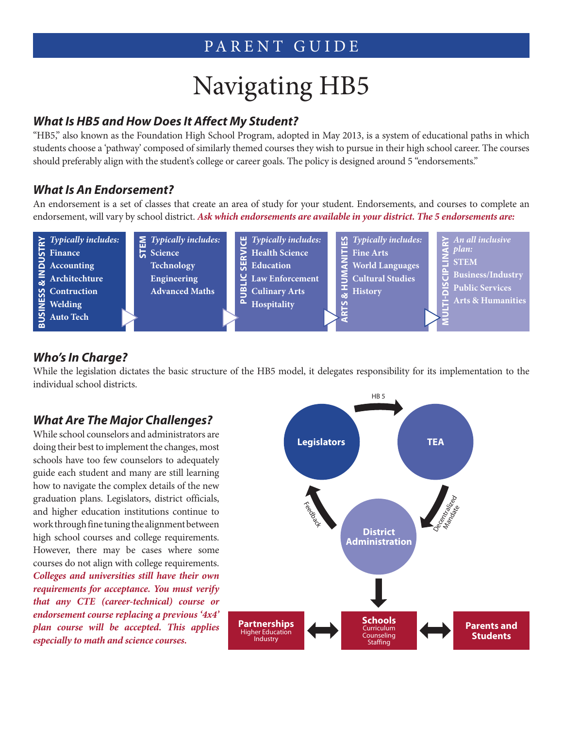PARENT GUIDE

# Navigating HB5

### *What Is HB5 and How Does It Affect My Student?*

"HB5," also known as the Foundation High School Program, adopted in May 2013, is a system of educational paths in which students choose a 'pathway' composed of similarly themed courses they wish to pursue in their high school career. The courses should preferably align with the student's college or career goals. The policy is designed around 5 "endorsements."

### *What Is An Endorsement?*

An endorsement is a set of classes that create an area of study for your student. Endorsements, and courses to complete an endorsement, will vary by school district. ***Ask which endorsements are available in your district. The 5 endorsements are:***

**BUSINESS & INDUSTRY**
*Typically includes:*
- Finance
- Accounting
- Architechture
- Contruction
- Welding
- Auto Tech

**STEM**
*Typically includes:*
- Science
- Technology
- Engineering
- Advanced Maths

**PUBLIC SERVICE**
*Typically includes:*
- Health Science
- Education
- Law Enforcement
- Culinary Arts
- Hospitality

**ARTS & HUMANITIES**
*Typically includes:*
- Fine Arts
- World Languages
- Cultural Studies
- History

**MULTI-DISCIPLINARY**
*An all inclusive plan:*
- STEM
- Business/Industry
- Public Services
- Arts & Humanities

### *Who's In Charge?*

While the legislation dictates the basic structure of the HB5 model, it delegates responsibility for its implementation to the individual school districts.

Legislators → (HB 5) → TEA → (Decentralized Mandate) → District Administration → (Feedback) → Legislators

District Administration → Schools (Curriculum, Counseling, Staffing)

Partnerships (Higher Education, Industry) ↔ Schools ↔ Parents and Students

### *What Are The Major Challenges?*

While school counselors and administrators are doing their best to implement the changes, most schools have too few counselors to adequately guide each student and many are still learning how to navigate the complex details of the new graduation plans. Legislators, district officials, and higher education institutions continue to work through fine tuning the alignment between high school courses and college requirements. However, there may be cases where some courses do not align with college requirements. ***Colleges and universities still have their own requirements for acceptance. You must verify that any CTE (career-technical) course or endorsement course replacing a previous '4x4' plan course will be accepted. This applies especially to math and science courses.***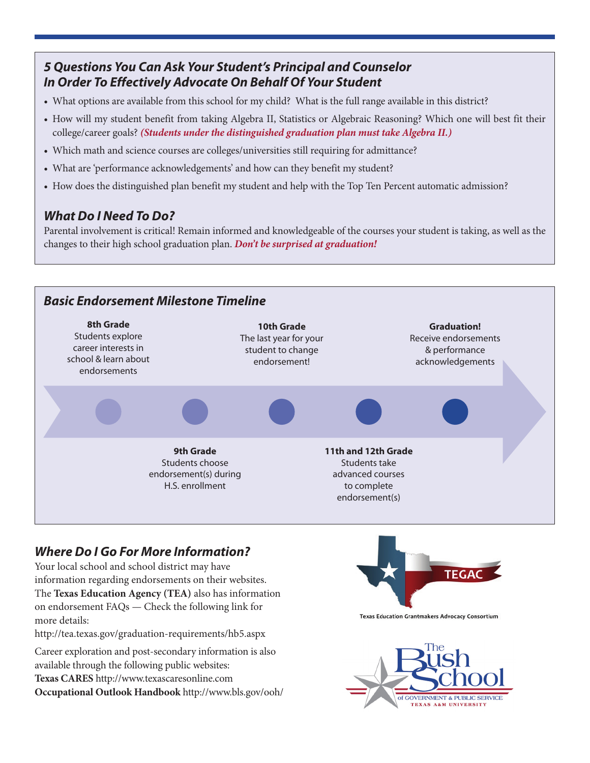## *5 Questions You Can Ask Your Student's Principal and Counselor In Order To Effectively Advocate On Behalf Of Your Student*

- What options are available from this school for my child? What is the full range available in this district?
- How will my student benefit from taking Algebra II, Statistics or Algebraic Reasoning? Which one will best fit their college/career goals? ***(Students under the distinguished graduation plan must take Algebra II.)***
- Which math and science courses are colleges/universities still requiring for admittance?
- What are 'performance acknowledgements' and how can they benefit my student?
- How does the distinguished plan benefit my student and help with the Top Ten Percent automatic admission?

## *What Do I Need To Do?*

Parental involvement is critical! Remain informed and knowledgeable of the courses your student is taking, as well as the changes to their high school graduation plan. ***Don't be surprised at graduation!***

## *Basic Endorsement Milestone Timeline*

**8th Grade**
Students explore career interests in school & learn about endorsements

**9th Grade**
Students choose endorsement(s) during H.S. enrollment

**10th Grade**
The last year for your student to change endorsement!

**11th and 12th Grade**
Students take advanced courses to complete endorsement(s)

**Graduation!**
Receive endorsements & performance acknowledgements

## *Where Do I Go For More Information?*

Your local school and school district may have information regarding endorsements on their websites. The **Texas Education Agency (TEA)** also has information on endorsement FAQs — Check the following link for more details:

http://tea.texas.gov/graduation-requirements/hb5.aspx

Career exploration and post-secondary information is also available through the following public websites:

**Texas CARES** http://www.texascaresonline.com

**Occupational Outlook Handbook** http://www.bls.gov/ooh/

TEGAC

Texas Education Grantmakers Advocacy Consortium

The Bush School of Government & Public Service

Texas A&M University